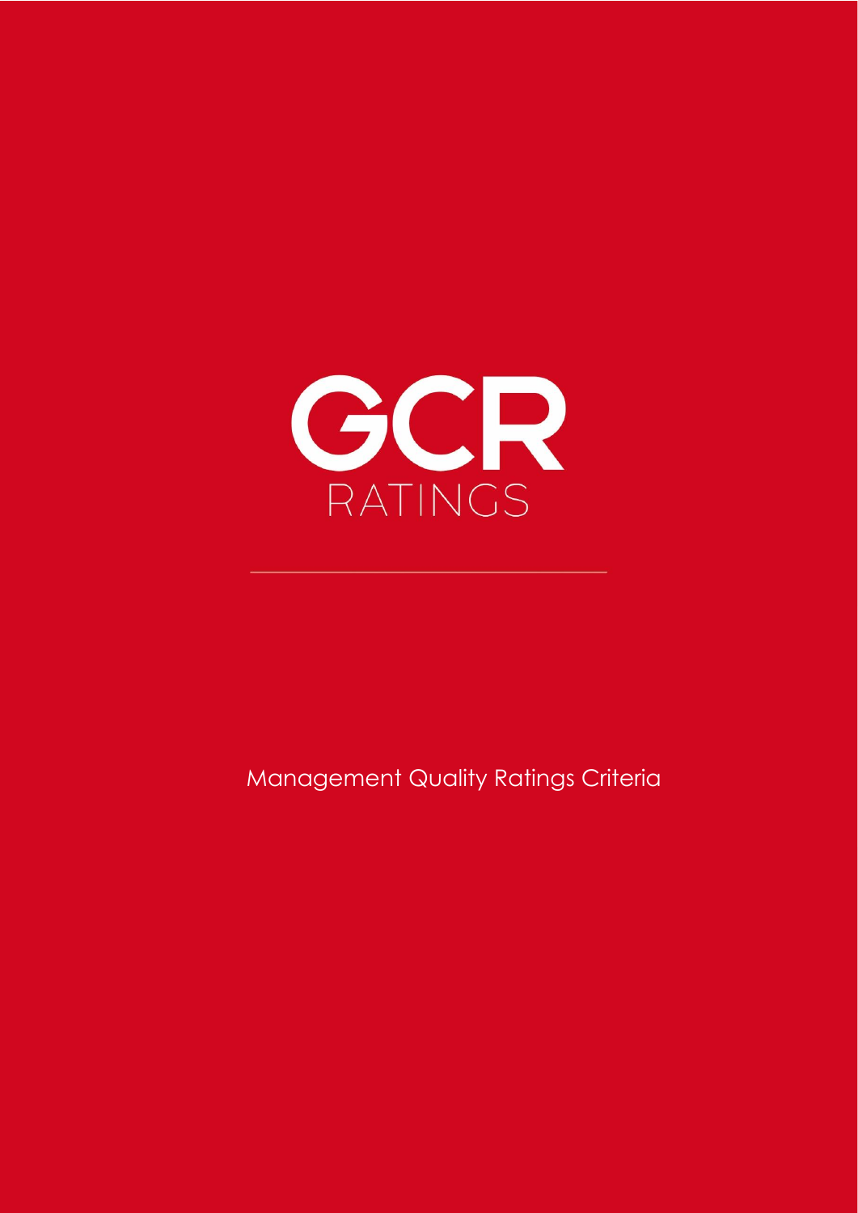GCR

RATINGS

Management Quality Ratings Criteria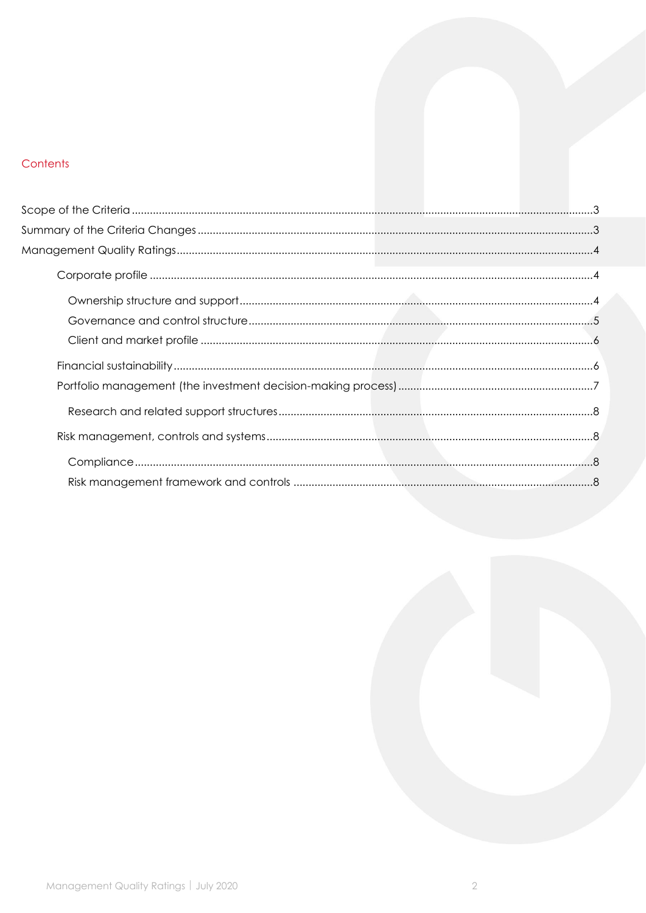## Contents

- Scope of the Criteria ........ 3
- Summary of the Criteria Changes ........ 3
- Management Quality Ratings ........ 4
  - Corporate profile ........ 4
    - Ownership structure and support ........ 4
    - Governance and control structure ........ 5
    - Client and market profile ........ 6
  - Financial sustainability ........ 6
  - Portfolio management (the investment decision-making process) ........ 7
    - Research and related support structures ........ 8
  - Risk management, controls and systems ........ 8
    - Compliance ........ 8
    - Risk management framework and controls ........ 8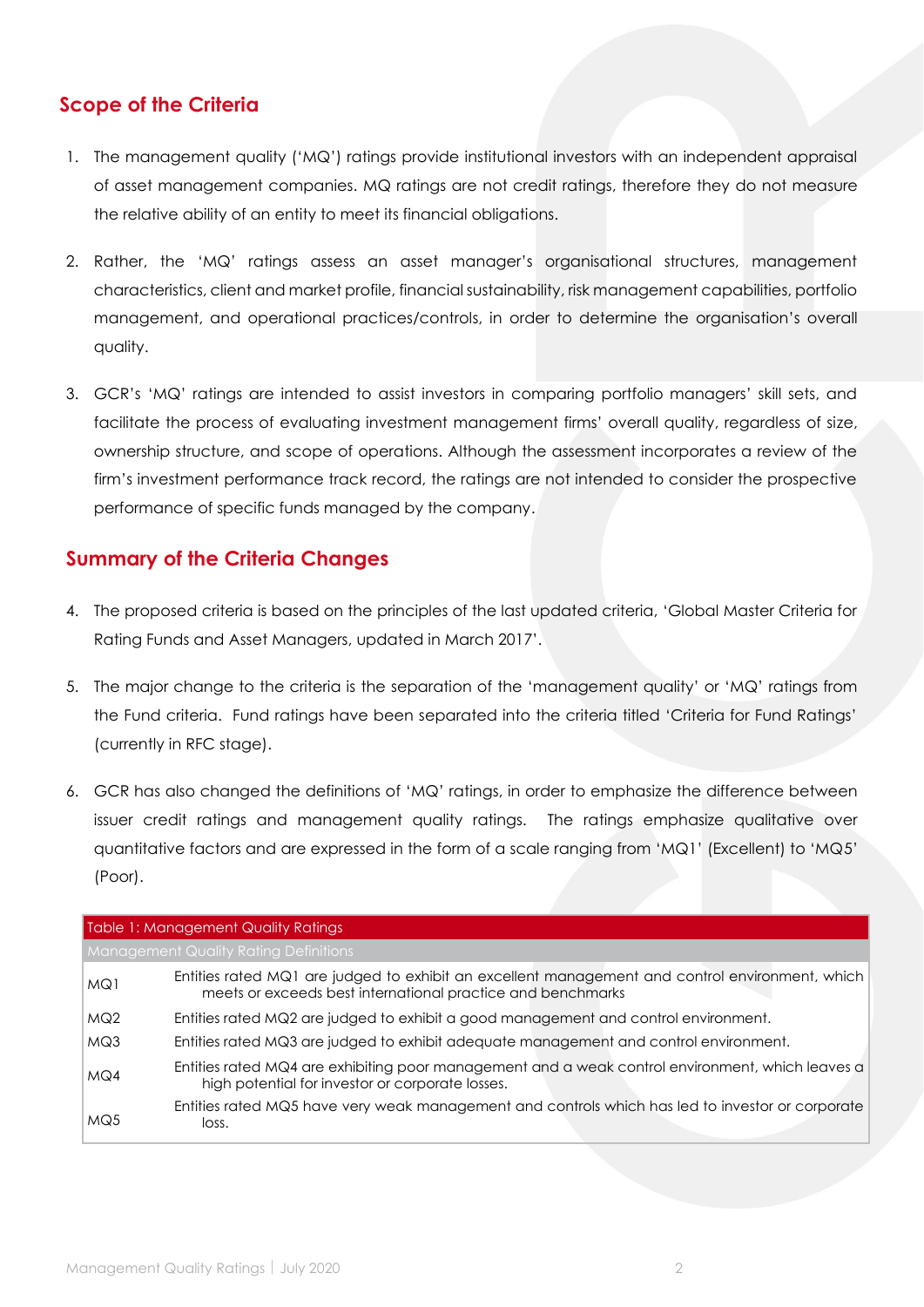## Scope of the Criteria

1. The management quality ('MQ') ratings provide institutional investors with an independent appraisal of asset management companies. MQ ratings are not credit ratings, therefore they do not measure the relative ability of an entity to meet its financial obligations.

2. Rather, the 'MQ' ratings assess an asset manager's organisational structures, management characteristics, client and market profile, financial sustainability, risk management capabilities, portfolio management, and operational practices/controls, in order to determine the organisation's overall quality.

3. GCR's 'MQ' ratings are intended to assist investors in comparing portfolio managers' skill sets, and facilitate the process of evaluating investment management firms' overall quality, regardless of size, ownership structure, and scope of operations. Although the assessment incorporates a review of the firm's investment performance track record, the ratings are not intended to consider the prospective performance of specific funds managed by the company.

## Summary of the Criteria Changes

4. The proposed criteria is based on the principles of the last updated criteria, 'Global Master Criteria for Rating Funds and Asset Managers, updated in March 2017'.

5. The major change to the criteria is the separation of the 'management quality' or 'MQ' ratings from the Fund criteria. Fund ratings have been separated into the criteria titled 'Criteria for Fund Ratings' (currently in RFC stage).

6. GCR has also changed the definitions of 'MQ' ratings, in order to emphasize the difference between issuer credit ratings and management quality ratings. The ratings emphasize qualitative over quantitative factors and are expressed in the form of a scale ranging from 'MQ1' (Excellent) to 'MQ5' (Poor).

| Table 1: Management Quality Ratings | |
|---|---|
| Management Quality Rating Definitions | |
| MQ1 | Entities rated MQ1 are judged to exhibit an excellent management and control environment, which meets or exceeds best international practice and benchmarks |
| MQ2 | Entities rated MQ2 are judged to exhibit a good management and control environment. |
| MQ3 | Entities rated MQ3 are judged to exhibit adequate management and control environment. |
| MQ4 | Entities rated MQ4 are exhibiting poor management and a weak control environment, which leaves a high potential for investor or corporate losses. |
| MQ5 | Entities rated MQ5 have very weak management and controls which has led to investor or corporate loss. |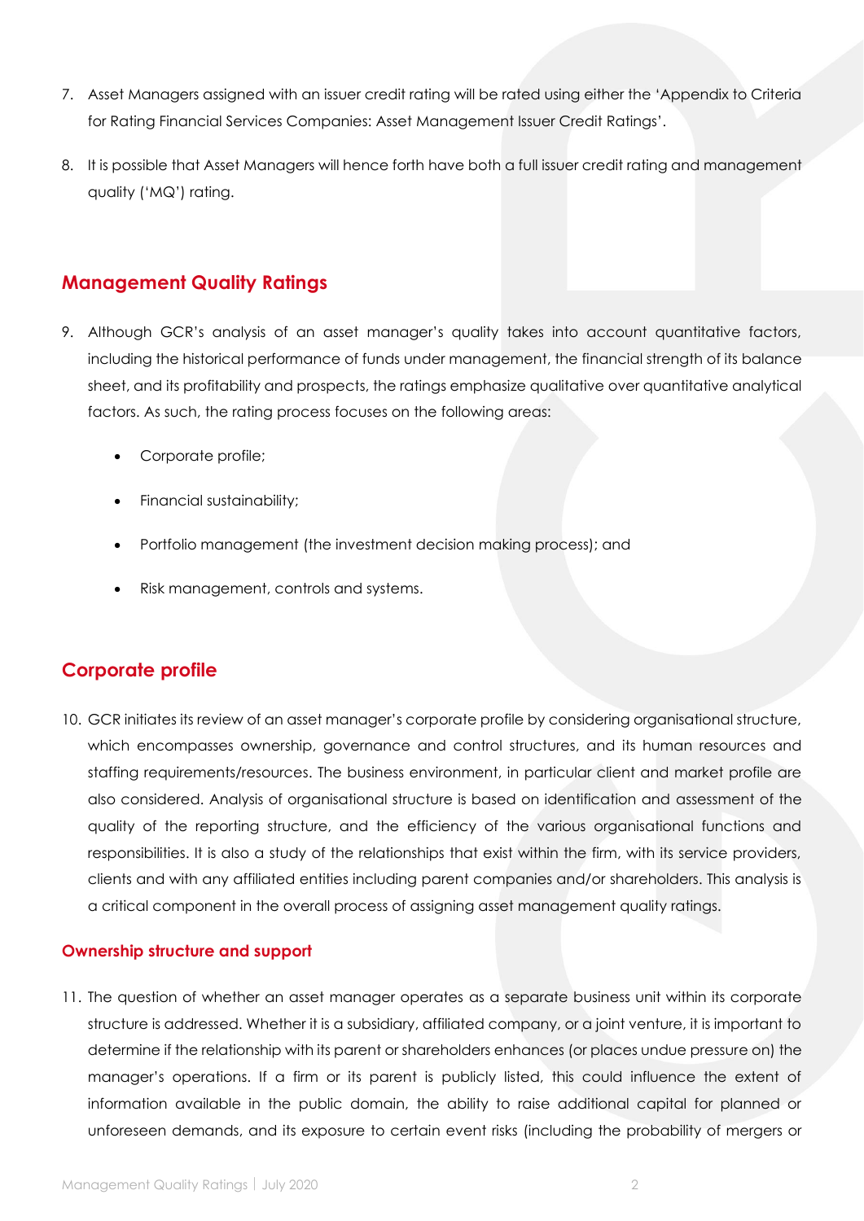7. Asset Managers assigned with an issuer credit rating will be rated using either the 'Appendix to Criteria for Rating Financial Services Companies: Asset Management Issuer Credit Ratings'.

8. It is possible that Asset Managers will hence forth have both a full issuer credit rating and management quality ('MQ') rating.

## Management Quality Ratings

9. Although GCR's analysis of an asset manager's quality takes into account quantitative factors, including the historical performance of funds under management, the financial strength of its balance sheet, and its profitability and prospects, the ratings emphasize qualitative over quantitative analytical factors. As such, the rating process focuses on the following areas:

   - Corporate profile;
   - Financial sustainability;
   - Portfolio management (the investment decision making process); and
   - Risk management, controls and systems.

## Corporate profile

10. GCR initiates its review of an asset manager's corporate profile by considering organisational structure, which encompasses ownership, governance and control structures, and its human resources and staffing requirements/resources. The business environment, in particular client and market profile are also considered. Analysis of organisational structure is based on identification and assessment of the quality of the reporting structure, and the efficiency of the various organisational functions and responsibilities. It is also a study of the relationships that exist within the firm, with its service providers, clients and with any affiliated entities including parent companies and/or shareholders. This analysis is a critical component in the overall process of assigning asset management quality ratings.

### Ownership structure and support

11. The question of whether an asset manager operates as a separate business unit within its corporate structure is addressed. Whether it is a subsidiary, affiliated company, or a joint venture, it is important to determine if the relationship with its parent or shareholders enhances (or places undue pressure on) the manager's operations. If a firm or its parent is publicly listed, this could influence the extent of information available in the public domain, the ability to raise additional capital for planned or unforeseen demands, and its exposure to certain event risks (including the probability of mergers or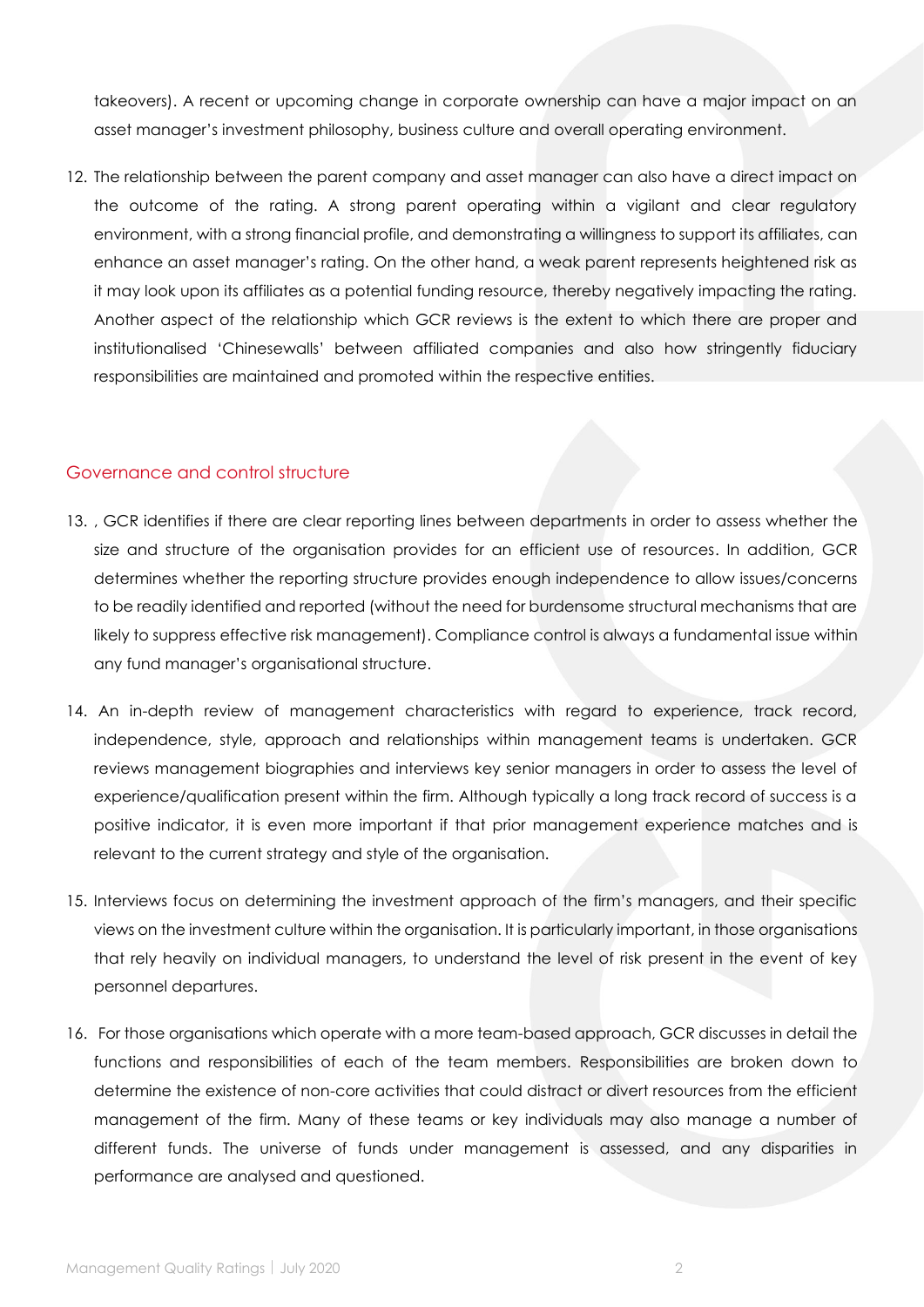takeovers). A recent or upcoming change in corporate ownership can have a major impact on an asset manager's investment philosophy, business culture and overall operating environment.

12. The relationship between the parent company and asset manager can also have a direct impact on the outcome of the rating. A strong parent operating within a vigilant and clear regulatory environment, with a strong financial profile, and demonstrating a willingness to support its affiliates, can enhance an asset manager's rating. On the other hand, a weak parent represents heightened risk as it may look upon its affiliates as a potential funding resource, thereby negatively impacting the rating. Another aspect of the relationship which GCR reviews is the extent to which there are proper and institutionalised 'Chinesewalls' between affiliated companies and also how stringently fiduciary responsibilities are maintained and promoted within the respective entities.

## Governance and control structure

13. , GCR identifies if there are clear reporting lines between departments in order to assess whether the size and structure of the organisation provides for an efficient use of resources. In addition, GCR determines whether the reporting structure provides enough independence to allow issues/concerns to be readily identified and reported (without the need for burdensome structural mechanisms that are likely to suppress effective risk management). Compliance control is always a fundamental issue within any fund manager's organisational structure.

14. An in-depth review of management characteristics with regard to experience, track record, independence, style, approach and relationships within management teams is undertaken. GCR reviews management biographies and interviews key senior managers in order to assess the level of experience/qualification present within the firm. Although typically a long track record of success is a positive indicator, it is even more important if that prior management experience matches and is relevant to the current strategy and style of the organisation.

15. Interviews focus on determining the investment approach of the firm's managers, and their specific views on the investment culture within the organisation. It is particularly important, in those organisations that rely heavily on individual managers, to understand the level of risk present in the event of key personnel departures.

16. For those organisations which operate with a more team-based approach, GCR discusses in detail the functions and responsibilities of each of the team members. Responsibilities are broken down to determine the existence of non-core activities that could distract or divert resources from the efficient management of the firm. Many of these teams or key individuals may also manage a number of different funds. The universe of funds under management is assessed, and any disparities in performance are analysed and questioned.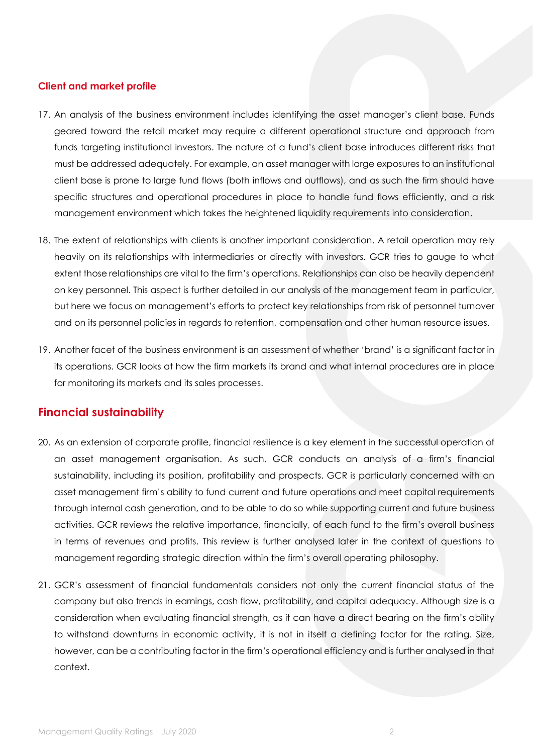### Client and market profile

17. An analysis of the business environment includes identifying the asset manager's client base. Funds geared toward the retail market may require a different operational structure and approach from funds targeting institutional investors. The nature of a fund's client base introduces different risks that must be addressed adequately. For example, an asset manager with large exposures to an institutional client base is prone to large fund flows (both inflows and outflows), and as such the firm should have specific structures and operational procedures in place to handle fund flows efficiently, and a risk management environment which takes the heightened liquidity requirements into consideration.

18. The extent of relationships with clients is another important consideration. A retail operation may rely heavily on its relationships with intermediaries or directly with investors. GCR tries to gauge to what extent those relationships are vital to the firm's operations. Relationships can also be heavily dependent on key personnel. This aspect is further detailed in our analysis of the management team in particular, but here we focus on management's efforts to protect key relationships from risk of personnel turnover and on its personnel policies in regards to retention, compensation and other human resource issues.

19. Another facet of the business environment is an assessment of whether 'brand' is a significant factor in its operations. GCR looks at how the firm markets its brand and what internal procedures are in place for monitoring its markets and its sales processes.

## Financial sustainability

20. As an extension of corporate profile, financial resilience is a key element in the successful operation of an asset management organisation. As such, GCR conducts an analysis of a firm's financial sustainability, including its position, profitability and prospects. GCR is particularly concerned with an asset management firm's ability to fund current and future operations and meet capital requirements through internal cash generation, and to be able to do so while supporting current and future business activities. GCR reviews the relative importance, financially, of each fund to the firm's overall business in terms of revenues and profits. This review is further analysed later in the context of questions to management regarding strategic direction within the firm's overall operating philosophy.

21. GCR's assessment of financial fundamentals considers not only the current financial status of the company but also trends in earnings, cash flow, profitability, and capital adequacy. Although size is a consideration when evaluating financial strength, as it can have a direct bearing on the firm's ability to withstand downturns in economic activity, it is not in itself a defining factor for the rating. Size, however, can be a contributing factor in the firm's operational efficiency and is further analysed in that context.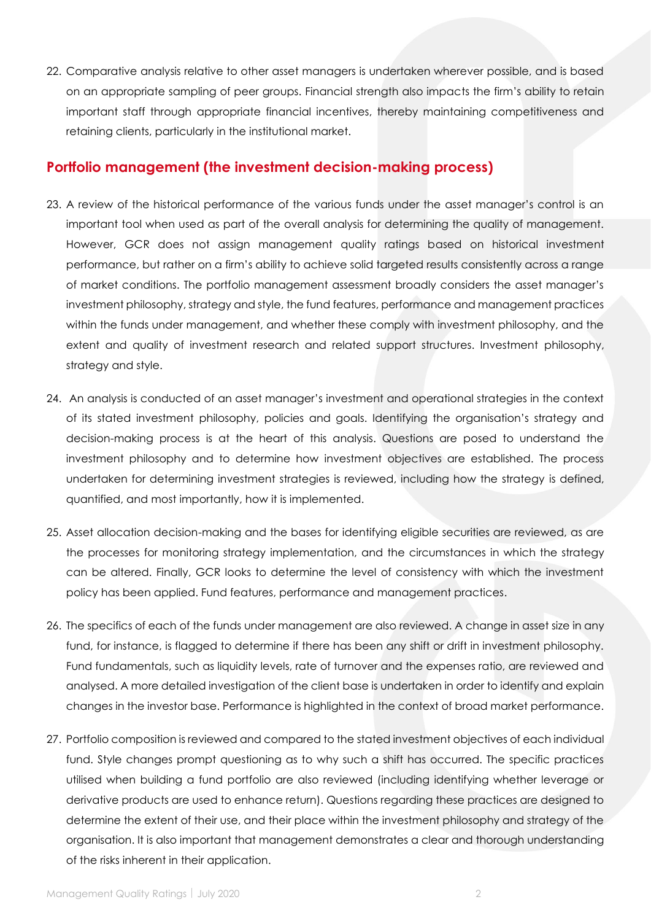22. Comparative analysis relative to other asset managers is undertaken wherever possible, and is based on an appropriate sampling of peer groups. Financial strength also impacts the firm's ability to retain important staff through appropriate financial incentives, thereby maintaining competitiveness and retaining clients, particularly in the institutional market.

## Portfolio management (the investment decision-making process)

23. A review of the historical performance of the various funds under the asset manager's control is an important tool when used as part of the overall analysis for determining the quality of management. However, GCR does not assign management quality ratings based on historical investment performance, but rather on a firm's ability to achieve solid targeted results consistently across a range of market conditions. The portfolio management assessment broadly considers the asset manager's investment philosophy, strategy and style, the fund features, performance and management practices within the funds under management, and whether these comply with investment philosophy, and the extent and quality of investment research and related support structures. Investment philosophy, strategy and style.

24. An analysis is conducted of an asset manager's investment and operational strategies in the context of its stated investment philosophy, policies and goals. Identifying the organisation's strategy and decision-making process is at the heart of this analysis. Questions are posed to understand the investment philosophy and to determine how investment objectives are established. The process undertaken for determining investment strategies is reviewed, including how the strategy is defined, quantified, and most importantly, how it is implemented.

25. Asset allocation decision-making and the bases for identifying eligible securities are reviewed, as are the processes for monitoring strategy implementation, and the circumstances in which the strategy can be altered. Finally, GCR looks to determine the level of consistency with which the investment policy has been applied. Fund features, performance and management practices.

26. The specifics of each of the funds under management are also reviewed. A change in asset size in any fund, for instance, is flagged to determine if there has been any shift or drift in investment philosophy. Fund fundamentals, such as liquidity levels, rate of turnover and the expenses ratio, are reviewed and analysed. A more detailed investigation of the client base is undertaken in order to identify and explain changes in the investor base. Performance is highlighted in the context of broad market performance.

27. Portfolio composition is reviewed and compared to the stated investment objectives of each individual fund. Style changes prompt questioning as to why such a shift has occurred. The specific practices utilised when building a fund portfolio are also reviewed (including identifying whether leverage or derivative products are used to enhance return). Questions regarding these practices are designed to determine the extent of their use, and their place within the investment philosophy and strategy of the organisation. It is also important that management demonstrates a clear and thorough understanding of the risks inherent in their application.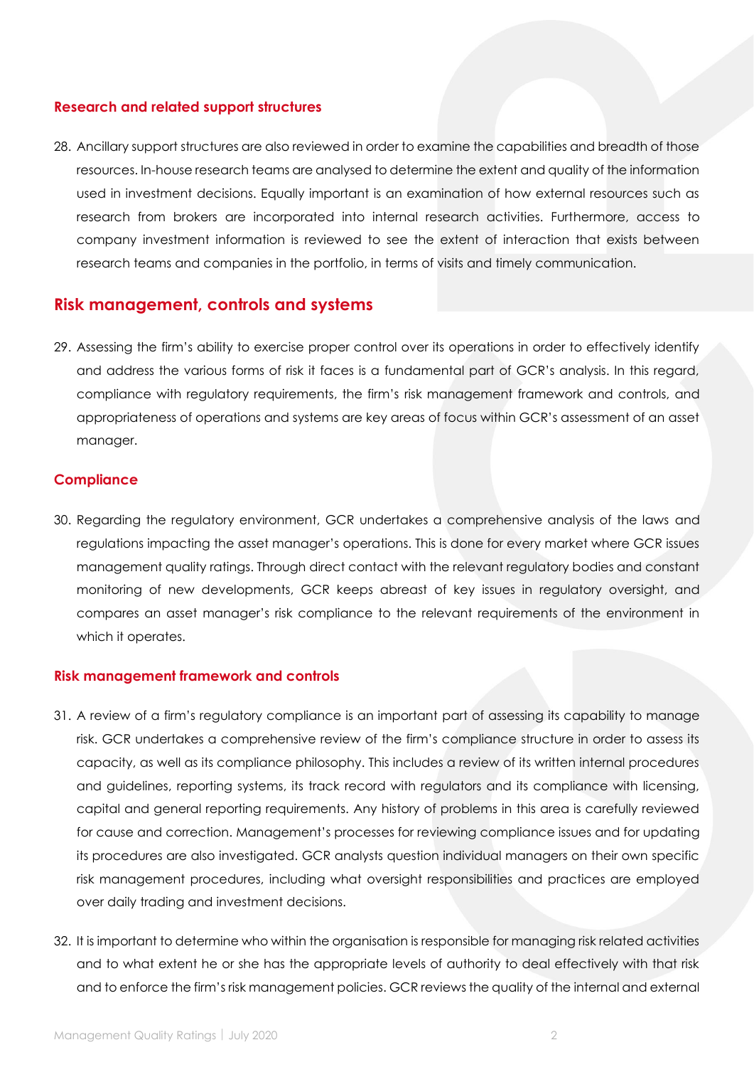### Research and related support structures

28. Ancillary support structures are also reviewed in order to examine the capabilities and breadth of those resources. In-house research teams are analysed to determine the extent and quality of the information used in investment decisions. Equally important is an examination of how external resources such as research from brokers are incorporated into internal research activities. Furthermore, access to company investment information is reviewed to see the extent of interaction that exists between research teams and companies in the portfolio, in terms of visits and timely communication.

## Risk management, controls and systems

29. Assessing the firm's ability to exercise proper control over its operations in order to effectively identify and address the various forms of risk it faces is a fundamental part of GCR's analysis. In this regard, compliance with regulatory requirements, the firm's risk management framework and controls, and appropriateness of operations and systems are key areas of focus within GCR's assessment of an asset manager.

### Compliance

30. Regarding the regulatory environment, GCR undertakes a comprehensive analysis of the laws and regulations impacting the asset manager's operations. This is done for every market where GCR issues management quality ratings. Through direct contact with the relevant regulatory bodies and constant monitoring of new developments, GCR keeps abreast of key issues in regulatory oversight, and compares an asset manager's risk compliance to the relevant requirements of the environment in which it operates.

### Risk management framework and controls

31. A review of a firm's regulatory compliance is an important part of assessing its capability to manage risk. GCR undertakes a comprehensive review of the firm's compliance structure in order to assess its capacity, as well as its compliance philosophy. This includes a review of its written internal procedures and guidelines, reporting systems, its track record with regulators and its compliance with licensing, capital and general reporting requirements. Any history of problems in this area is carefully reviewed for cause and correction. Management's processes for reviewing compliance issues and for updating its procedures are also investigated. GCR analysts question individual managers on their own specific risk management procedures, including what oversight responsibilities and practices are employed over daily trading and investment decisions.

32. It is important to determine who within the organisation is responsible for managing risk related activities and to what extent he or she has the appropriate levels of authority to deal effectively with that risk and to enforce the firm's risk management policies. GCR reviews the quality of the internal and external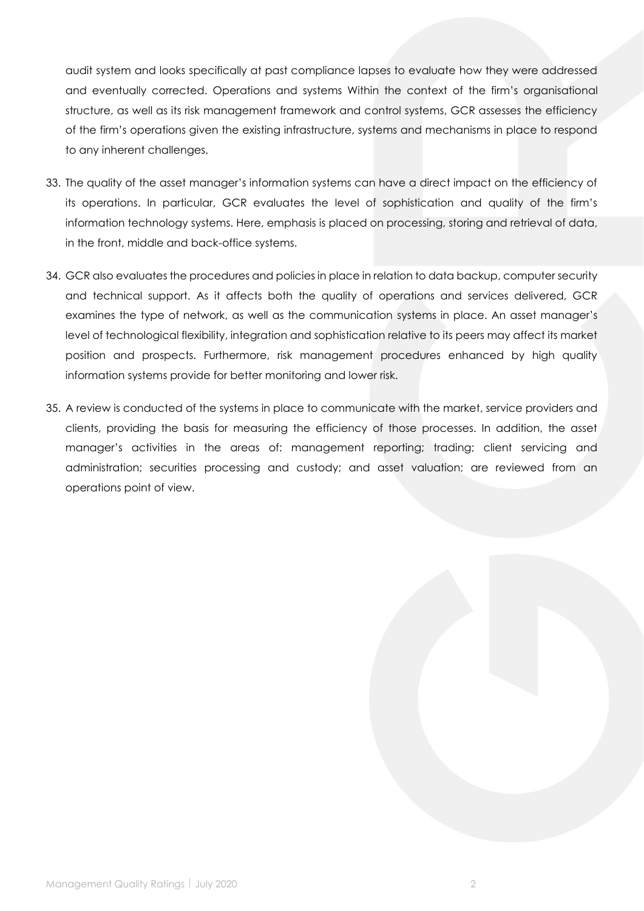audit system and looks specifically at past compliance lapses to evaluate how they were addressed and eventually corrected. Operations and systems Within the context of the firm's organisational structure, as well as its risk management framework and control systems, GCR assesses the efficiency of the firm's operations given the existing infrastructure, systems and mechanisms in place to respond to any inherent challenges.

33. The quality of the asset manager's information systems can have a direct impact on the efficiency of its operations. In particular, GCR evaluates the level of sophistication and quality of the firm's information technology systems. Here, emphasis is placed on processing, storing and retrieval of data, in the front, middle and back-office systems.

34. GCR also evaluates the procedures and policies in place in relation to data backup, computer security and technical support. As it affects both the quality of operations and services delivered, GCR examines the type of network, as well as the communication systems in place. An asset manager's level of technological flexibility, integration and sophistication relative to its peers may affect its market position and prospects. Furthermore, risk management procedures enhanced by high quality information systems provide for better monitoring and lower risk.

35. A review is conducted of the systems in place to communicate with the market, service providers and clients, providing the basis for measuring the efficiency of those processes. In addition, the asset manager's activities in the areas of: management reporting; trading; client servicing and administration; securities processing and custody; and asset valuation; are reviewed from an operations point of view.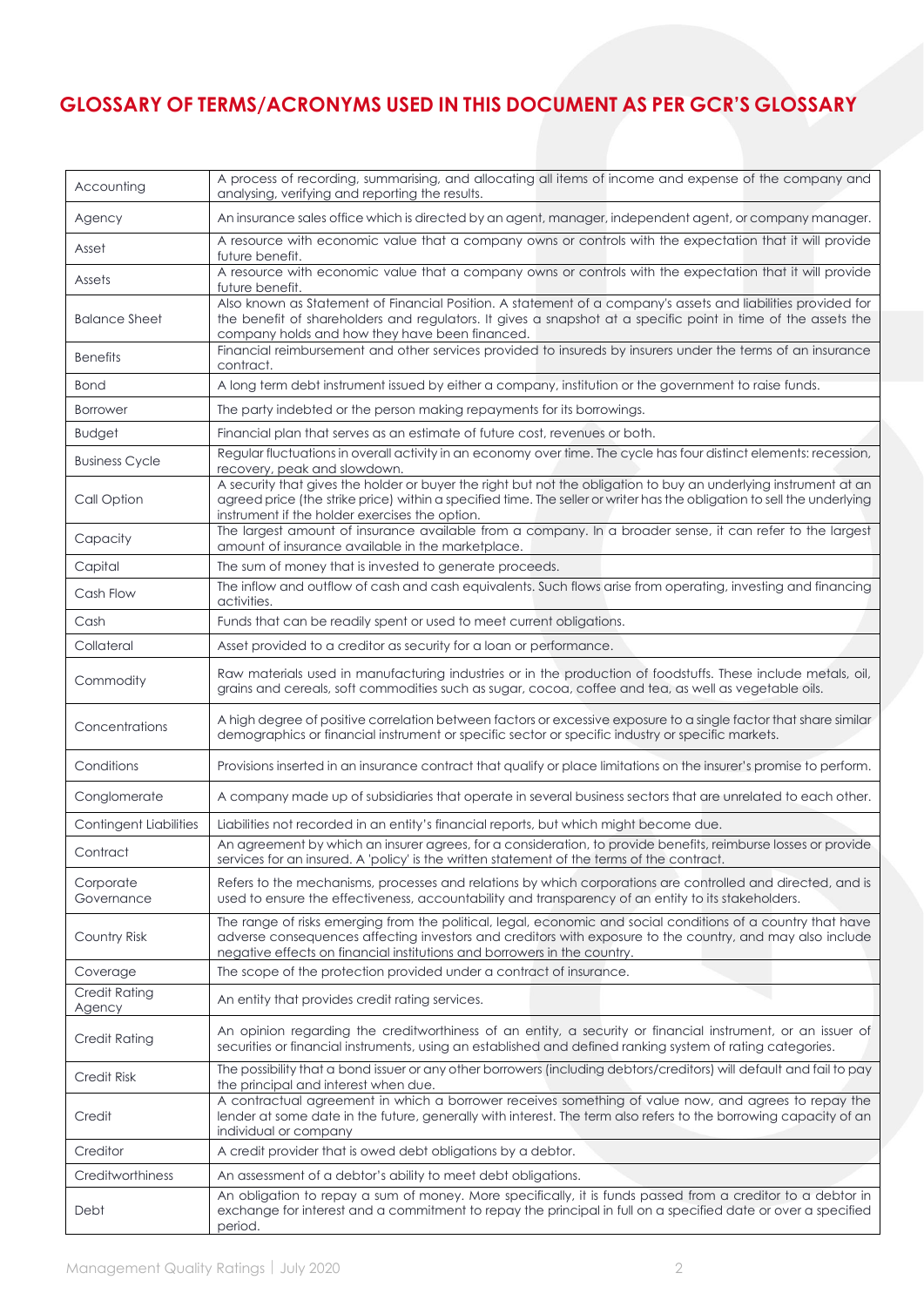## GLOSSARY OF TERMS/ACRONYMS USED IN THIS DOCUMENT AS PER GCR'S GLOSSARY

| | |
|---|---|
| Accounting | A process of recording, summarising, and allocating all items of income and expense of the company and analysing, verifying and reporting the results. |
| Agency | An insurance sales office which is directed by an agent, manager, independent agent, or company manager. |
| Asset | A resource with economic value that a company owns or controls with the expectation that it will provide future benefit. |
| Assets | A resource with economic value that a company owns or controls with the expectation that it will provide future benefit. |
| Balance Sheet | Also known as Statement of Financial Position. A statement of a company's assets and liabilities provided for the benefit of shareholders and regulators. It gives a snapshot at a specific point in time of the assets the company holds and how they have been financed. |
| Benefits | Financial reimbursement and other services provided to insureds by insurers under the terms of an insurance contract. |
| Bond | A long term debt instrument issued by either a company, institution or the government to raise funds. |
| Borrower | The party indebted or the person making repayments for its borrowings. |
| Budget | Financial plan that serves as an estimate of future cost, revenues or both. |
| Business Cycle | Regular fluctuations in overall activity in an economy over time. The cycle has four distinct elements: recession, recovery, peak and slowdown. |
| Call Option | A security that gives the holder or buyer the right but not the obligation to buy an underlying instrument at an agreed price (the strike price) within a specified time. The seller or writer has the obligation to sell the underlying instrument if the holder exercises the option. |
| Capacity | The largest amount of insurance available from a company. In a broader sense, it can refer to the largest amount of insurance available in the marketplace. |
| Capital | The sum of money that is invested to generate proceeds. |
| Cash Flow | The inflow and outflow of cash and cash equivalents. Such flows arise from operating, investing and financing activities. |
| Cash | Funds that can be readily spent or used to meet current obligations. |
| Collateral | Asset provided to a creditor as security for a loan or performance. |
| Commodity | Raw materials used in manufacturing industries or in the production of foodstuffs. These include metals, oil, grains and cereals, soft commodities such as sugar, cocoa, coffee and tea, as well as vegetable oils. |
| Concentrations | A high degree of positive correlation between factors or excessive exposure to a single factor that share similar demographics or financial instrument or specific sector or specific industry or specific markets. |
| Conditions | Provisions inserted in an insurance contract that qualify or place limitations on the insurer's promise to perform. |
| Conglomerate | A company made up of subsidiaries that operate in several business sectors that are unrelated to each other. |
| Contingent Liabilities | Liabilities not recorded in an entity's financial reports, but which might become due. |
| Contract | An agreement by which an insurer agrees, for a consideration, to provide benefits, reimburse losses or provide services for an insured. A 'policy' is the written statement of the terms of the contract. |
| Corporate Governance | Refers to the mechanisms, processes and relations by which corporations are controlled and directed, and is used to ensure the effectiveness, accountability and transparency of an entity to its stakeholders. |
| Country Risk | The range of risks emerging from the political, legal, economic and social conditions of a country that have adverse consequences affecting investors and creditors with exposure to the country, and may also include negative effects on financial institutions and borrowers in the country. |
| Coverage | The scope of the protection provided under a contract of insurance. |
| Credit Rating Agency | An entity that provides credit rating services. |
| Credit Rating | An opinion regarding the creditworthiness of an entity, a security or financial instrument, or an issuer of securities or financial instruments, using an established and defined ranking system of rating categories. |
| Credit Risk | The possibility that a bond issuer or any other borrowers (including debtors/creditors) will default and fail to pay the principal and interest when due. |
| Credit | A contractual agreement in which a borrower receives something of value now, and agrees to repay the lender at some date in the future, generally with interest. The term also refers to the borrowing capacity of an individual or company |
| Creditor | A credit provider that is owed debt obligations by a debtor. |
| Creditworthiness | An assessment of a debtor's ability to meet debt obligations. |
| Debt | An obligation to repay a sum of money. More specifically, it is funds passed from a creditor to a debtor in exchange for interest and a commitment to repay the principal in full on a specified date or over a specified period. |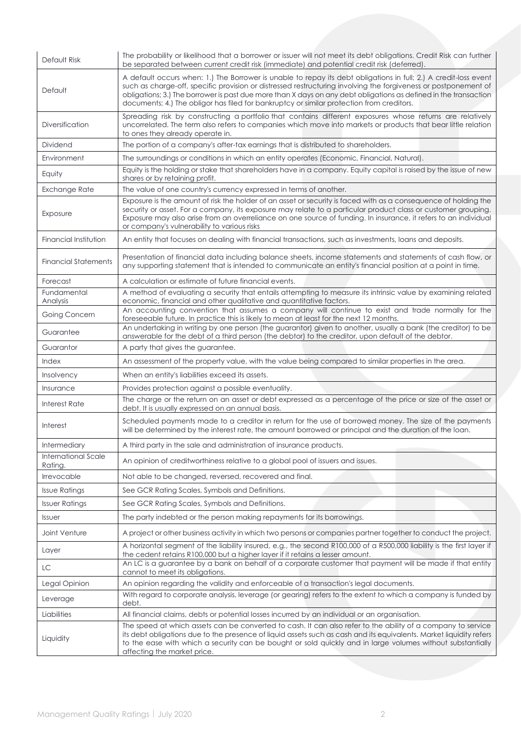| | |
|---|---|
| Default Risk | The probability or likelihood that a borrower or issuer will not meet its debt obligations. Credit Risk can further be separated between current credit risk (immediate) and potential credit risk (deferred). |
| Default | A default occurs when: 1.) The Borrower is unable to repay its debt obligations in full; 2.) A credit-loss event such as charge-off, specific provision or distressed restructuring involving the forgiveness or postponement of obligations; 3.) The borrower is past due more than X days on any debt obligations as defined in the transaction documents; 4.) The obligor has filed for bankruptcy or similar protection from creditors. |
| Diversification | Spreading risk by constructing a portfolio that contains different exposures whose returns are relatively uncorrelated. The term also refers to companies which move into markets or products that bear little relation to ones they already operate in. |
| Dividend | The portion of a company's after-tax earnings that is distributed to shareholders. |
| Environment | The surroundings or conditions in which an entity operates (Economic, Financial, Natural). |
| Equity | Equity is the holding or stake that shareholders have in a company. Equity capital is raised by the issue of new shares or by retaining profit. |
| Exchange Rate | The value of one country's currency expressed in terms of another. |
| Exposure | Exposure is the amount of risk the holder of an asset or security is faced with as a consequence of holding the security or asset. For a company, its exposure may relate to a particular product class or customer grouping. Exposure may also arise from an overreliance on one source of funding. In insurance, it refers to an individual or company's vulnerability to various risks |
| Financial Institution | An entity that focuses on dealing with financial transactions, such as investments, loans and deposits. |
| Financial Statements | Presentation of financial data including balance sheets, income statements and statements of cash flow, or any supporting statement that is intended to communicate an entity's financial position at a point in time. |
| Forecast | A calculation or estimate of future financial events. |
| Fundamental Analysis | A method of evaluating a security that entails attempting to measure its intrinsic value by examining related economic, financial and other qualitative and quantitative factors. |
| Going Concern | An accounting convention that assumes a company will continue to exist and trade normally for the foreseeable future. In practice this is likely to mean at least for the next 12 months. |
| Guarantee | An undertaking in writing by one person (the guarantor) given to another, usually a bank (the creditor) to be answerable for the debt of a third person (the debtor) to the creditor, upon default of the debtor. |
| Guarantor | A party that gives the guarantee. |
| Index | An assessment of the property value, with the value being compared to similar properties in the area. |
| Insolvency | When an entity's liabilities exceed its assets. |
| Insurance | Provides protection against a possible eventuality. |
| Interest Rate | The charge or the return on an asset or debt expressed as a percentage of the price or size of the asset or debt. It is usually expressed on an annual basis. |
| Interest | Scheduled payments made to a creditor in return for the use of borrowed money. The size of the payments will be determined by the interest rate, the amount borrowed or principal and the duration of the loan. |
| Intermediary | A third party in the sale and administration of insurance products. |
| International Scale Rating. | An opinion of creditworthiness relative to a global pool of issuers and issues. |
| Irrevocable | Not able to be changed, reversed, recovered and final. |
| Issue Ratings | See GCR Rating Scales, Symbols and Definitions. |
| Issuer Ratings | See GCR Rating Scales, Symbols and Definitions. |
| Issuer | The party indebted or the person making repayments for its borrowings. |
| Joint Venture | A project or other business activity in which two persons or companies partner together to conduct the project. |
| Layer | A horizontal segment of the liability insured, e.g., the second R100,000 of a R500,000 liability is the first layer if the cedent retains R100,000 but a higher layer if it retains a lesser amount. |
| LC | An LC is a guarantee by a bank on behalf of a corporate customer that payment will be made if that entity cannot to meet its obligations. |
| Legal Opinion | An opinion regarding the validity and enforceable of a transaction's legal documents. |
| Leverage | With regard to corporate analysis, leverage (or gearing) refers to the extent to which a company is funded by debt. |
| Liabilities | All financial claims, debts or potential losses incurred by an individual or an organisation. |
| Liquidity | The speed at which assets can be converted to cash. It can also refer to the ability of a company to service its debt obligations due to the presence of liquid assets such as cash and its equivalents. Market liquidity refers to the ease with which a security can be bought or sold quickly and in large volumes without substantially affecting the market price. |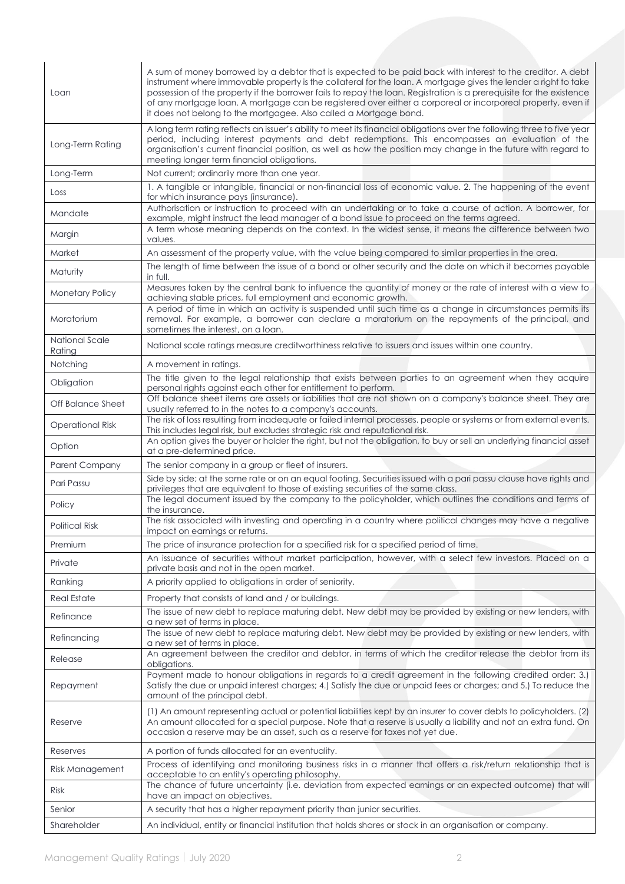| | |
|---|---|
| Loan | A sum of money borrowed by a debtor that is expected to be paid back with interest to the creditor. A debt instrument where immovable property is the collateral for the loan. A mortgage gives the lender a right to take possession of the property if the borrower fails to repay the loan. Registration is a prerequisite for the existence of any mortgage loan. A mortgage can be registered over either a corporeal or incorporeal property, even if it does not belong to the mortgagee. Also called a Mortgage bond. |
| Long-Term Rating | A long term rating reflects an issuer's ability to meet its financial obligations over the following three to five year period, including interest payments and debt redemptions. This encompasses an evaluation of the organisation's current financial position, as well as how the position may change in the future with regard to meeting longer term financial obligations. |
| Long-Term | Not current; ordinarily more than one year. |
| Loss | 1. A tangible or intangible, financial or non-financial loss of economic value. 2. The happening of the event for which insurance pays (insurance). |
| Mandate | Authorisation or instruction to proceed with an undertaking or to take a course of action. A borrower, for example, might instruct the lead manager of a bond issue to proceed on the terms agreed. |
| Margin | A term whose meaning depends on the context. In the widest sense, it means the difference between two values. |
| Market | An assessment of the property value, with the value being compared to similar properties in the area. |
| Maturity | The length of time between the issue of a bond or other security and the date on which it becomes payable in full. |
| Monetary Policy | Measures taken by the central bank to influence the quantity of money or the rate of interest with a view to achieving stable prices, full employment and economic growth. |
| Moratorium | A period of time in which an activity is suspended until such time as a change in circumstances permits its removal. For example, a borrower can declare a moratorium on the repayments of the principal, and sometimes the interest, on a loan. |
| National Scale Rating | National scale ratings measure creditworthiness relative to issuers and issues within one country. |
| Notching | A movement in ratings. |
| Obligation | The title given to the legal relationship that exists between parties to an agreement when they acquire personal rights against each other for entitlement to perform. |
| Off Balance Sheet | Off balance sheet items are assets or liabilities that are not shown on a company's balance sheet. They are usually referred to in the notes to a company's accounts. |
| Operational Risk | The risk of loss resulting from inadequate or failed internal processes, people or systems or from external events. This includes legal risk, but excludes strategic risk and reputational risk. |
| Option | An option gives the buyer or holder the right, but not the obligation, to buy or sell an underlying financial asset at a pre-determined price. |
| Parent Company | The senior company in a group or fleet of insurers. |
| Pari Passu | Side by side; at the same rate or on an equal footing. Securities issued with a pari passu clause have rights and privileges that are equivalent to those of existing securities of the same class. |
| Policy | The legal document issued by the company to the policyholder, which outlines the conditions and terms of the insurance. |
| Political Risk | The risk associated with investing and operating in a country where political changes may have a negative impact on earnings or returns. |
| Premium | The price of insurance protection for a specified risk for a specified period of time. |
| Private | An issuance of securities without market participation, however, with a select few investors. Placed on a private basis and not in the open market. |
| Ranking | A priority applied to obligations in order of seniority. |
| Real Estate | Property that consists of land and / or buildings. |
| Refinance | The issue of new debt to replace maturing debt. New debt may be provided by existing or new lenders, with a new set of terms in place. |
| Refinancing | The issue of new debt to replace maturing debt. New debt may be provided by existing or new lenders, with a new set of terms in place. |
| Release | An agreement between the creditor and debtor, in terms of which the creditor release the debtor from its obligations. |
| Repayment | Payment made to honour obligations in regards to a credit agreement in the following credited order: 3.) Satisfy the due or unpaid interest charges; 4.) Satisfy the due or unpaid fees or charges; and 5.) To reduce the amount of the principal debt. |
| Reserve | (1) An amount representing actual or potential liabilities kept by an insurer to cover debts to policyholders. (2) An amount allocated for a special purpose. Note that a reserve is usually a liability and not an extra fund. On occasion a reserve may be an asset, such as a reserve for taxes not yet due. |
| Reserves | A portion of funds allocated for an eventuality. |
| Risk Management | Process of identifying and monitoring business risks in a manner that offers a risk/return relationship that is acceptable to an entity's operating philosophy. |
| Risk | The chance of future uncertainty (i.e. deviation from expected earnings or an expected outcome) that will have an impact on objectives. |
| Senior | A security that has a higher repayment priority than junior securities. |
| Shareholder | An individual, entity or financial institution that holds shares or stock in an organisation or company. |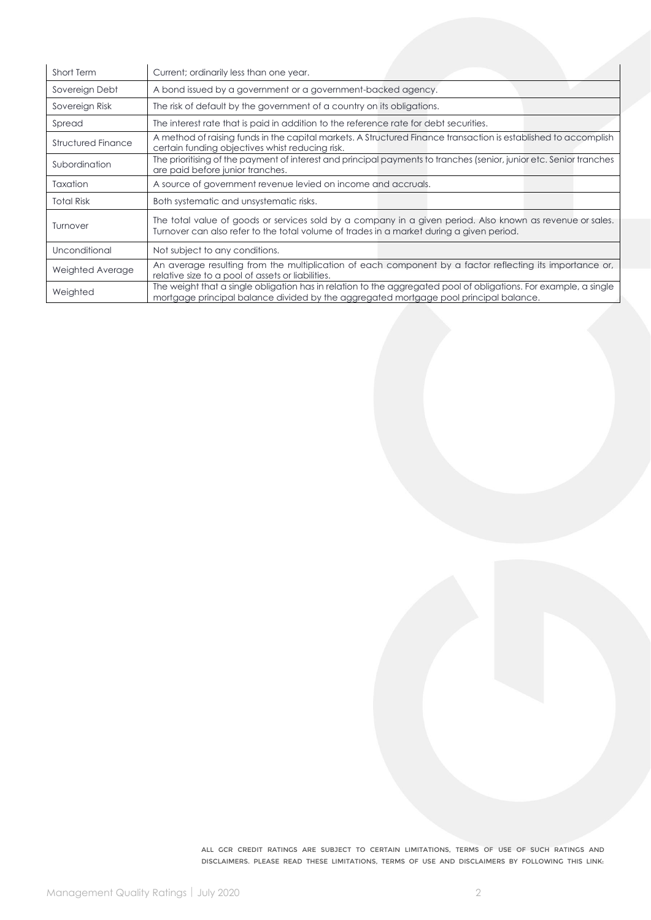| | |
|---|---|
| Short Term | Current; ordinarily less than one year. |
| Sovereign Debt | A bond issued by a government or a government-backed agency. |
| Sovereign Risk | The risk of default by the government of a country on its obligations. |
| Spread | The interest rate that is paid in addition to the reference rate for debt securities. |
| Structured Finance | A method of raising funds in the capital markets. A Structured Finance transaction is established to accomplish certain funding objectives whist reducing risk. |
| Subordination | The prioritising of the payment of interest and principal payments to tranches (senior, junior etc. Senior tranches are paid before junior tranches. |
| Taxation | A source of government revenue levied on income and accruals. |
| Total Risk | Both systematic and unsystematic risks. |
| Turnover | The total value of goods or services sold by a company in a given period. Also known as revenue or sales. Turnover can also refer to the total volume of trades in a market during a given period. |
| Unconditional | Not subject to any conditions. |
| Weighted Average | An average resulting from the multiplication of each component by a factor reflecting its importance or, relative size to a pool of assets or liabilities. |
| Weighted | The weight that a single obligation has in relation to the aggregated pool of obligations. For example, a single mortgage principal balance divided by the aggregated mortgage pool principal balance. |

ALL GCR CREDIT RATINGS ARE SUBJECT TO CERTAIN LIMITATIONS, TERMS OF USE OF SUCH RATINGS AND DISCLAIMERS. PLEASE READ THESE LIMITATIONS, TERMS OF USE AND DISCLAIMERS BY FOLLOWING THIS LINK: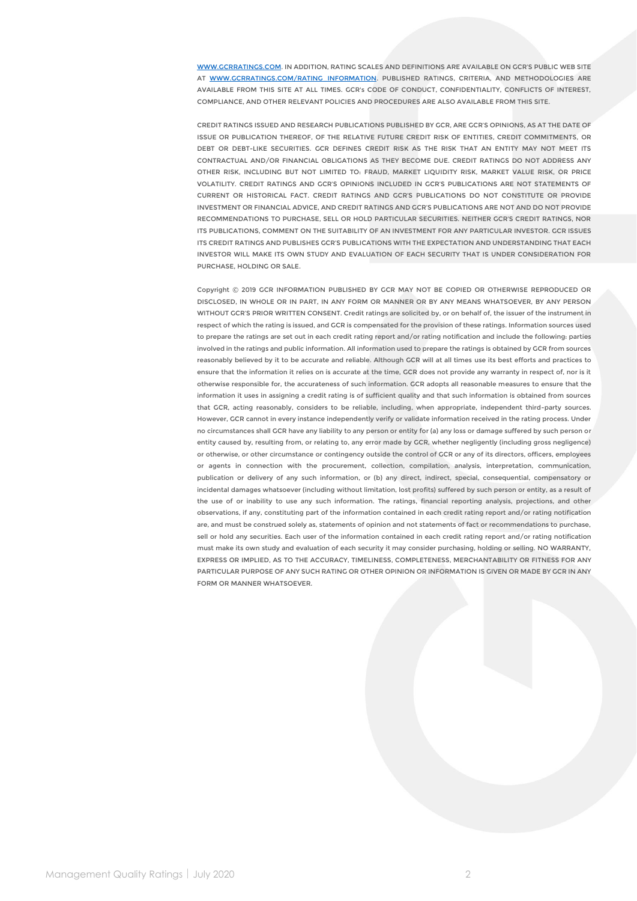WWW.GCRRATINGS.COM. IN ADDITION, RATING SCALES AND DEFINITIONS ARE AVAILABLE ON GCR'S PUBLIC WEB SITE AT WWW.GCRRATINGS.COM/RATING_INFORMATION. PUBLISHED RATINGS, CRITERIA, AND METHODOLOGIES ARE AVAILABLE FROM THIS SITE AT ALL TIMES. GCR's CODE OF CONDUCT, CONFIDENTIALITY, CONFLICTS OF INTEREST, COMPLIANCE, AND OTHER RELEVANT POLICIES AND PROCEDURES ARE ALSO AVAILABLE FROM THIS SITE.

CREDIT RATINGS ISSUED AND RESEARCH PUBLICATIONS PUBLISHED BY GCR, ARE GCR'S OPINIONS, AS AT THE DATE OF ISSUE OR PUBLICATION THEREOF, OF THE RELATIVE FUTURE CREDIT RISK OF ENTITIES, CREDIT COMMITMENTS, OR DEBT OR DEBT-LIKE SECURITIES. GCR DEFINES CREDIT RISK AS THE RISK THAT AN ENTITY MAY NOT MEET ITS CONTRACTUAL AND/OR FINANCIAL OBLIGATIONS AS THEY BECOME DUE. CREDIT RATINGS DO NOT ADDRESS ANY OTHER RISK, INCLUDING BUT NOT LIMITED TO: FRAUD, MARKET LIQUIDITY RISK, MARKET VALUE RISK, OR PRICE VOLATILITY. CREDIT RATINGS AND GCR'S OPINIONS INCLUDED IN GCR'S PUBLICATIONS ARE NOT STATEMENTS OF CURRENT OR HISTORICAL FACT. CREDIT RATINGS AND GCR'S PUBLICATIONS DO NOT CONSTITUTE OR PROVIDE INVESTMENT OR FINANCIAL ADVICE, AND CREDIT RATINGS AND GCR'S PUBLICATIONS ARE NOT AND DO NOT PROVIDE RECOMMENDATIONS TO PURCHASE, SELL OR HOLD PARTICULAR SECURITIES. NEITHER GCR'S CREDIT RATINGS, NOR ITS PUBLICATIONS, COMMENT ON THE SUITABILITY OF AN INVESTMENT FOR ANY PARTICULAR INVESTOR. GCR ISSUES ITS CREDIT RATINGS AND PUBLISHES GCR'S PUBLICATIONS WITH THE EXPECTATION AND UNDERSTANDING THAT EACH INVESTOR WILL MAKE ITS OWN STUDY AND EVALUATION OF EACH SECURITY THAT IS UNDER CONSIDERATION FOR PURCHASE, HOLDING OR SALE.

Copyright © 2019 GCR INFORMATION PUBLISHED BY GCR MAY NOT BE COPIED OR OTHERWISE REPRODUCED OR DISCLOSED, IN WHOLE OR IN PART, IN ANY FORM OR MANNER OR BY ANY MEANS WHATSOEVER, BY ANY PERSON WITHOUT GCR'S PRIOR WRITTEN CONSENT. Credit ratings are solicited by, or on behalf of, the issuer of the instrument in respect of which the rating is issued, and GCR is compensated for the provision of these ratings. Information sources used to prepare the ratings are set out in each credit rating report and/or rating notification and include the following: parties involved in the ratings and public information. All information used to prepare the ratings is obtained by GCR from sources reasonably believed by it to be accurate and reliable. Although GCR will at all times use its best efforts and practices to ensure that the information it relies on is accurate at the time, GCR does not provide any warranty in respect of, nor is it otherwise responsible for, the accurateness of such information. GCR adopts all reasonable measures to ensure that the information it uses in assigning a credit rating is of sufficient quality and that such information is obtained from sources that GCR, acting reasonably, considers to be reliable, including, when appropriate, independent third-party sources. However, GCR cannot in every instance independently verify or validate information received in the rating process. Under no circumstances shall GCR have any liability to any person or entity for (a) any loss or damage suffered by such person or entity caused by, resulting from, or relating to, any error made by GCR, whether negligently (including gross negligence) or otherwise, or other circumstance or contingency outside the control of GCR or any of its directors, officers, employees or agents in connection with the procurement, collection, compilation, analysis, interpretation, communication, publication or delivery of any such information, or (b) any direct, indirect, special, consequential, compensatory or incidental damages whatsoever (including without limitation, lost profits) suffered by such person or entity, as a result of the use of or inability to use any such information. The ratings, financial reporting analysis, projections, and other observations, if any, constituting part of the information contained in each credit rating report and/or rating notification are, and must be construed solely as, statements of opinion and not statements of fact or recommendations to purchase, sell or hold any securities. Each user of the information contained in each credit rating report and/or rating notification must make its own study and evaluation of each security it may consider purchasing, holding or selling. NO WARRANTY, EXPRESS OR IMPLIED, AS TO THE ACCURACY, TIMELINESS, COMPLETENESS, MERCHANTABILITY OR FITNESS FOR ANY PARTICULAR PURPOSE OF ANY SUCH RATING OR OTHER OPINION OR INFORMATION IS GIVEN OR MADE BY GCR IN ANY FORM OR MANNER WHATSOEVER.